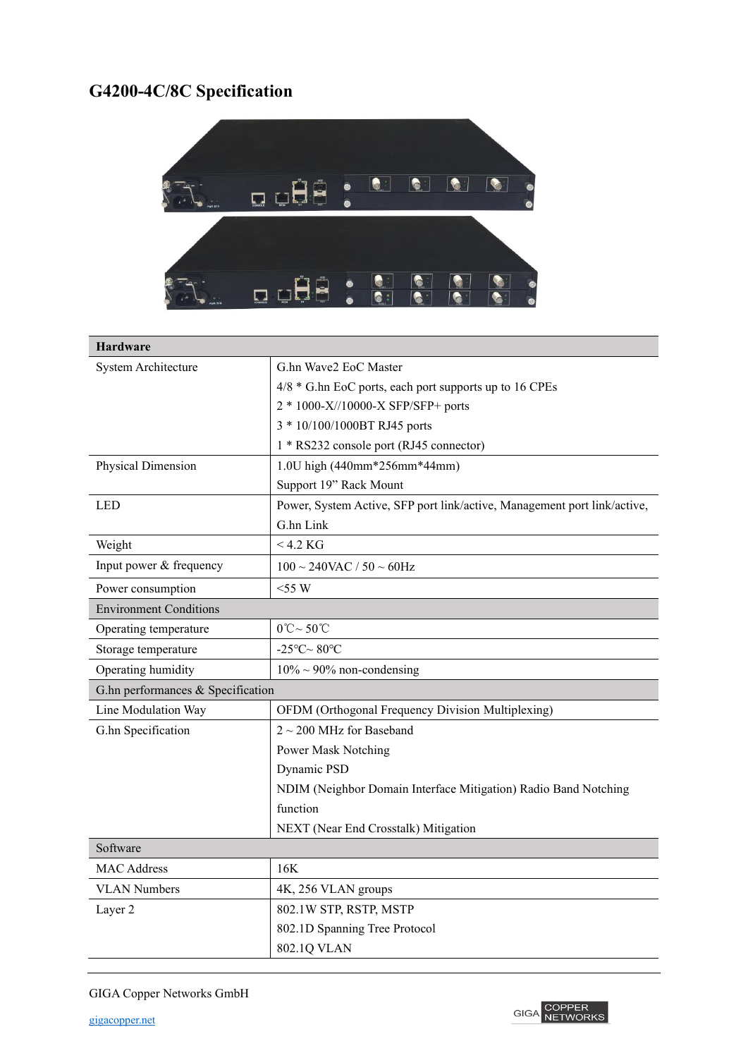# G4200-4C/8C Specification

| Hardware | |
|---|---|
| System Architecture | G.hn Wave2 EoC Master<br>4/8 * G.hn EoC ports, each port supports up to 16 CPEs<br>2 * 1000-X//10000-X SFP/SFP+ ports<br>3 * 10/100/1000BT RJ45 ports<br>1 * RS232 console port (RJ45 connector) |
| Physical Dimension | 1.0U high (440mm*256mm*44mm)<br>Support 19” Rack Mount |
| LED | Power, System Active, SFP port link/active, Management port link/active, G.hn Link |
| Weight | < 4.2 KG |
| Input power & frequency | 100 ~ 240VAC / 50 ~ 60Hz |
| Power consumption | <55 W |
| Environment Conditions | |
| Operating temperature | 0℃~ 50℃ |
| Storage temperature | -25°C~ 80°C |
| Operating humidity | 10% ~ 90% non-condensing |
| G.hn performances & Specification | |
| Line Modulation Way | OFDM (Orthogonal Frequency Division Multiplexing) |
| G.hn Specification | 2 ~ 200 MHz for Baseband<br>Power Mask Notching<br>Dynamic PSD<br>NDIM (Neighbor Domain Interface Mitigation) Radio Band Notching function<br>NEXT (Near End Crosstalk) Mitigation |
| Software | |
| MAC Address | 16K |
| VLAN Numbers | 4K, 256 VLAN groups |
| Layer 2 | 802.1W STP, RSTP, MSTP<br>802.1D Spanning Tree Protocol<br>802.1Q VLAN |

GIGA Copper Networks GmbH

gigacopper.net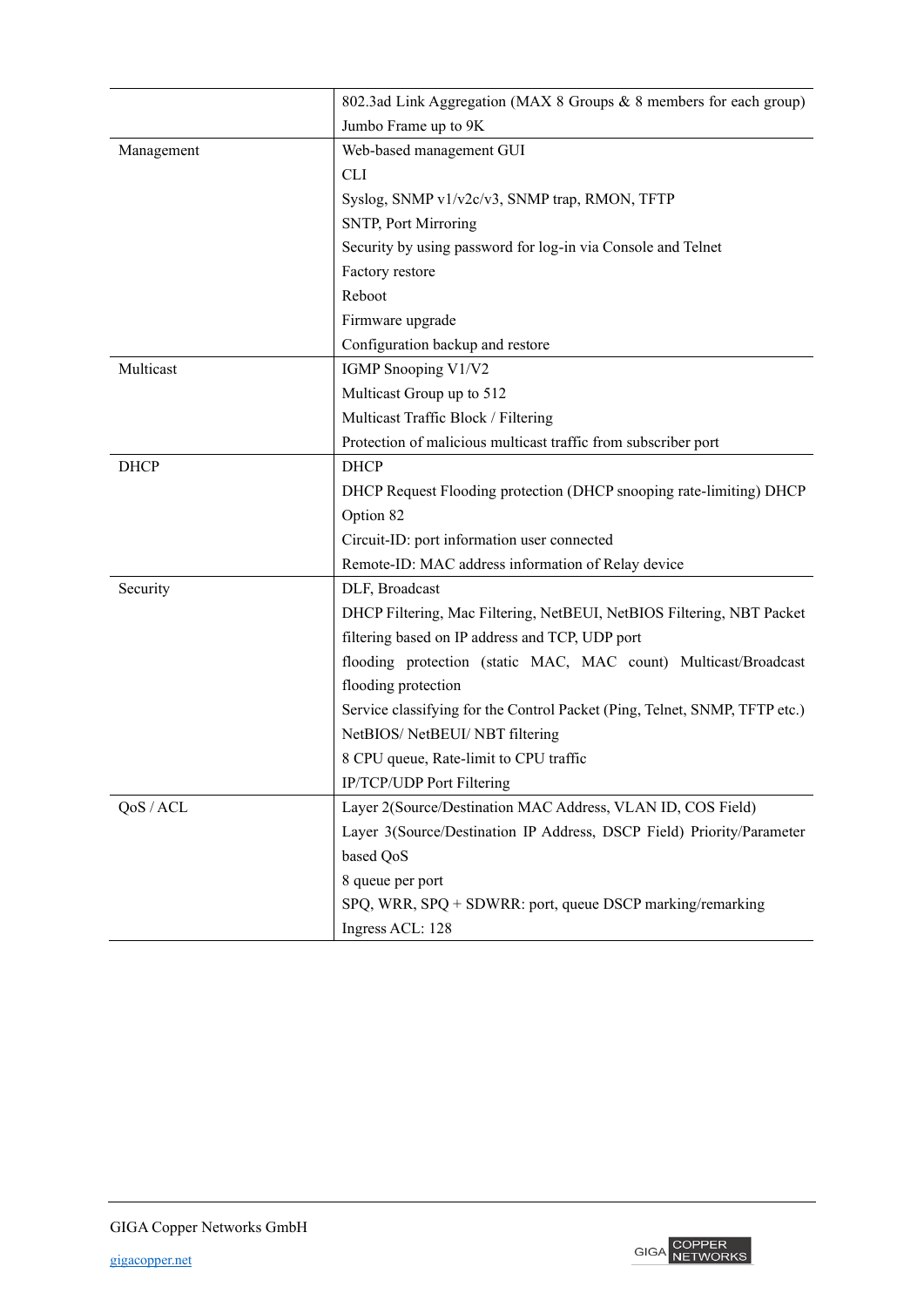| | |
|---|---|
| | 802.3ad Link Aggregation (MAX 8 Groups & 8 members for each group)<br>Jumbo Frame up to 9K |
| Management | Web-based management GUI<br>CLI<br>Syslog, SNMP v1/v2c/v3, SNMP trap, RMON, TFTP<br>SNTP, Port Mirroring<br>Security by using password for log-in via Console and Telnet<br>Factory restore<br>Reboot<br>Firmware upgrade<br>Configuration backup and restore |
| Multicast | IGMP Snooping V1/V2<br>Multicast Group up to 512<br>Multicast Traffic Block / Filtering<br>Protection of malicious multicast traffic from subscriber port |
| DHCP | DHCP<br>DHCP Request Flooding protection (DHCP snooping rate-limiting) DHCP Option 82<br>Circuit-ID: port information user connected<br>Remote-ID: MAC address information of Relay device |
| Security | DLF, Broadcast<br>DHCP Filtering, Mac Filtering, NetBEUI, NetBIOS Filtering, NBT Packet filtering based on IP address and TCP, UDP port<br>flooding protection (static MAC, MAC count) Multicast/Broadcast flooding protection<br>Service classifying for the Control Packet (Ping, Telnet, SNMP, TFTP etc.)<br>NetBIOS/ NetBEUI/ NBT filtering<br>8 CPU queue, Rate-limit to CPU traffic<br>IP/TCP/UDP Port Filtering |
| QoS / ACL | Layer 2(Source/Destination MAC Address, VLAN ID, COS Field)<br>Layer 3(Source/Destination IP Address, DSCP Field) Priority/Parameter based QoS<br>8 queue per port<br>SPQ, WRR, SPQ + SDWRR: port, queue DSCP marking/remarking<br>Ingress ACL: 128 |